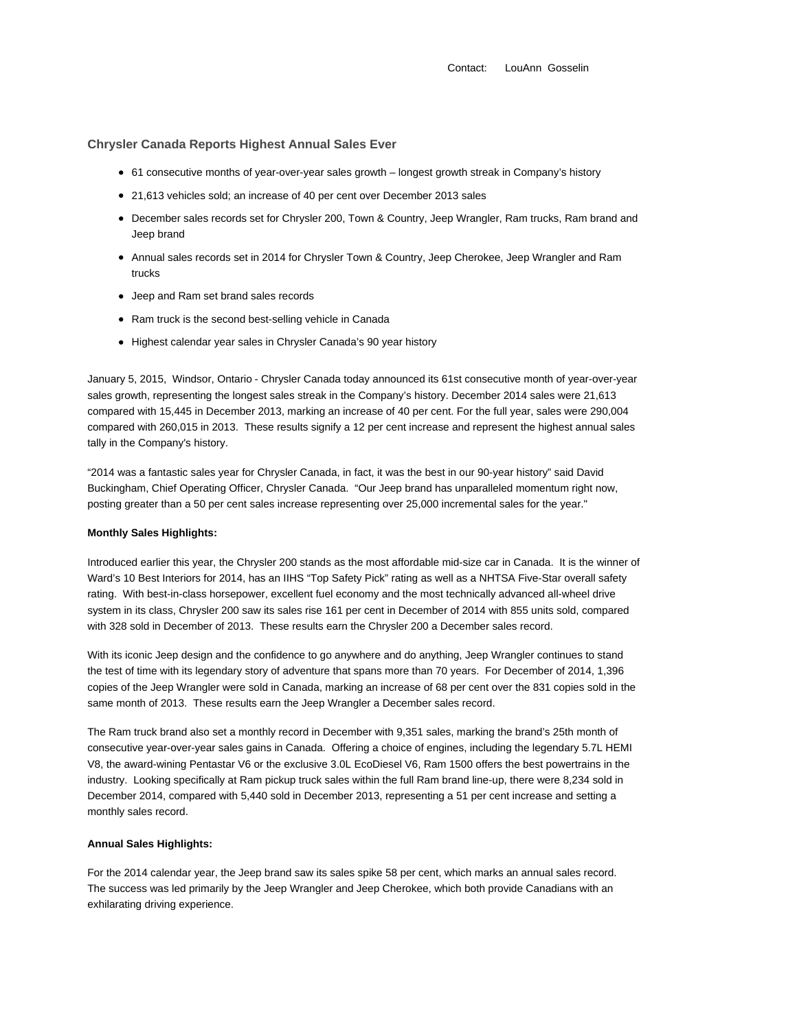Contact: LouAnn Gosselin

## Chrysler Canada Reports Highest Annual Sales Ever

- 61 consecutive months of year-over-year sales growth – longest growth streak in Company's history
- 21,613 vehicles sold; an increase of 40 per cent over December 2013 sales
- December sales records set for Chrysler 200, Town & Country, Jeep Wrangler, Ram trucks, Ram brand and Jeep brand
- Annual sales records set in 2014 for Chrysler Town & Country, Jeep Cherokee, Jeep Wrangler and Ram trucks
- Jeep and Ram set brand sales records
- Ram truck is the second best-selling vehicle in Canada
- Highest calendar year sales in Chrysler Canada's 90 year history

January 5, 2015, Windsor, Ontario - Chrysler Canada today announced its 61st consecutive month of year-over-year sales growth, representing the longest sales streak in the Company's history. December 2014 sales were 21,613 compared with 15,445 in December 2013, marking an increase of 40 per cent. For the full year, sales were 290,004 compared with 260,015 in 2013. These results signify a 12 per cent increase and represent the highest annual sales tally in the Company's history.

"2014 was a fantastic sales year for Chrysler Canada, in fact, it was the best in our 90-year history" said David Buckingham, Chief Operating Officer, Chrysler Canada. "Our Jeep brand has unparalleled momentum right now, posting greater than a 50 per cent sales increase representing over 25,000 incremental sales for the year."

**Monthly Sales Highlights:**

Introduced earlier this year, the Chrysler 200 stands as the most affordable mid-size car in Canada. It is the winner of Ward's 10 Best Interiors for 2014, has an IIHS "Top Safety Pick" rating as well as a NHTSA Five-Star overall safety rating. With best-in-class horsepower, excellent fuel economy and the most technically advanced all-wheel drive system in its class, Chrysler 200 saw its sales rise 161 per cent in December of 2014 with 855 units sold, compared with 328 sold in December of 2013. These results earn the Chrysler 200 a December sales record.

With its iconic Jeep design and the confidence to go anywhere and do anything, Jeep Wrangler continues to stand the test of time with its legendary story of adventure that spans more than 70 years. For December of 2014, 1,396 copies of the Jeep Wrangler were sold in Canada, marking an increase of 68 per cent over the 831 copies sold in the same month of 2013. These results earn the Jeep Wrangler a December sales record.

The Ram truck brand also set a monthly record in December with 9,351 sales, marking the brand's 25th month of consecutive year-over-year sales gains in Canada. Offering a choice of engines, including the legendary 5.7L HEMI V8, the award-wining Pentastar V6 or the exclusive 3.0L EcoDiesel V6, Ram 1500 offers the best powertrains in the industry. Looking specifically at Ram pickup truck sales within the full Ram brand line-up, there were 8,234 sold in December 2014, compared with 5,440 sold in December 2013, representing a 51 per cent increase and setting a monthly sales record.

**Annual Sales Highlights:**

For the 2014 calendar year, the Jeep brand saw its sales spike 58 per cent, which marks an annual sales record. The success was led primarily by the Jeep Wrangler and Jeep Cherokee, which both provide Canadians with an exhilarating driving experience.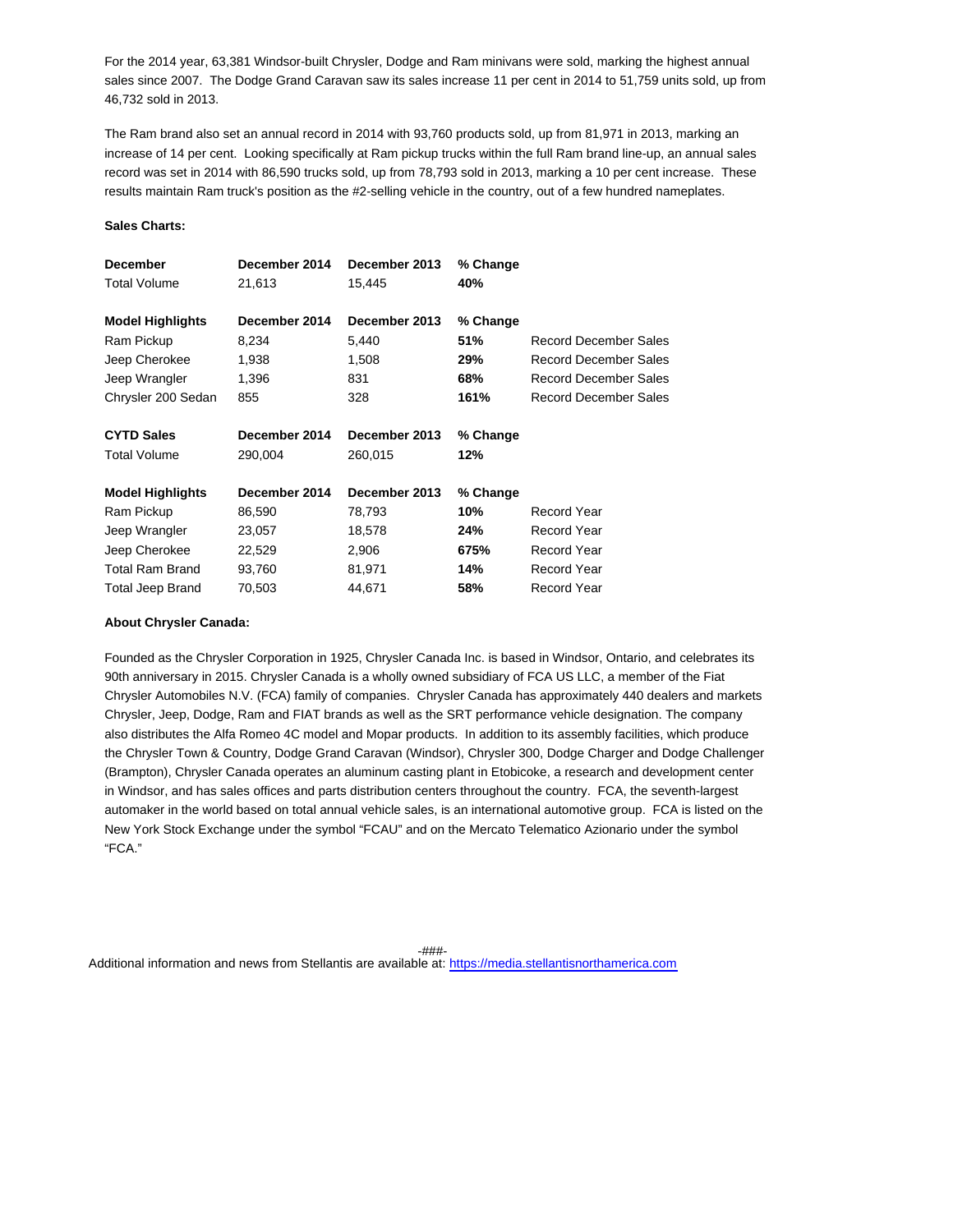For the 2014 year, 63,381 Windsor-built Chrysler, Dodge and Ram minivans were sold, marking the highest annual sales since 2007. The Dodge Grand Caravan saw its sales increase 11 per cent in 2014 to 51,759 units sold, up from 46,732 sold in 2013.

The Ram brand also set an annual record in 2014 with 93,760 products sold, up from 81,971 in 2013, marking an increase of 14 per cent. Looking specifically at Ram pickup trucks within the full Ram brand line-up, an annual sales record was set in 2014 with 86,590 trucks sold, up from 78,793 sold in 2013, marking a 10 per cent increase. These results maintain Ram truck's position as the #2-selling vehicle in the country, out of a few hundred nameplates.

**Sales Charts:**

| **December** | **December 2014** | **December 2013** | **% Change** | |
|---|---|---|---|---|
| Total Volume | 21,613 | 15,445 | **40%** | |

| **Model Highlights** | **December 2014** | **December 2013** | **% Change** | |
|---|---|---|---|---|
| Ram Pickup | 8,234 | 5,440 | **51%** | Record December Sales |
| Jeep Cherokee | 1,938 | 1,508 | **29%** | Record December Sales |
| Jeep Wrangler | 1,396 | 831 | **68%** | Record December Sales |
| Chrysler 200 Sedan | 855 | 328 | **161%** | Record December Sales |

| **CYTD Sales** | **December 2014** | **December 2013** | **% Change** | |
|---|---|---|---|---|
| Total Volume | 290,004 | 260,015 | **12%** | |

| **Model Highlights** | **December 2014** | **December 2013** | **% Change** | |
|---|---|---|---|---|
| Ram Pickup | 86,590 | 78,793 | **10%** | Record Year |
| Jeep Wrangler | 23,057 | 18,578 | **24%** | Record Year |
| Jeep Cherokee | 22,529 | 2,906 | **675%** | Record Year |
| Total Ram Brand | 93,760 | 81,971 | **14%** | Record Year |
| Total Jeep Brand | 70,503 | 44,671 | **58%** | Record Year |

**About Chrysler Canada:**

Founded as the Chrysler Corporation in 1925, Chrysler Canada Inc. is based in Windsor, Ontario, and celebrates its 90th anniversary in 2015. Chrysler Canada is a wholly owned subsidiary of FCA US LLC, a member of the Fiat Chrysler Automobiles N.V. (FCA) family of companies. Chrysler Canada has approximately 440 dealers and markets Chrysler, Jeep, Dodge, Ram and FIAT brands as well as the SRT performance vehicle designation. The company also distributes the Alfa Romeo 4C model and Mopar products. In addition to its assembly facilities, which produce the Chrysler Town & Country, Dodge Grand Caravan (Windsor), Chrysler 300, Dodge Charger and Dodge Challenger (Brampton), Chrysler Canada operates an aluminum casting plant in Etobicoke, a research and development center in Windsor, and has sales offices and parts distribution centers throughout the country. FCA, the seventh-largest automaker in the world based on total annual vehicle sales, is an international automotive group. FCA is listed on the New York Stock Exchange under the symbol "FCAU" and on the Mercato Telematico Azionario under the symbol "FCA."

-###-

Additional information and news from Stellantis are available at: https://media.stellantisnorthamerica.com